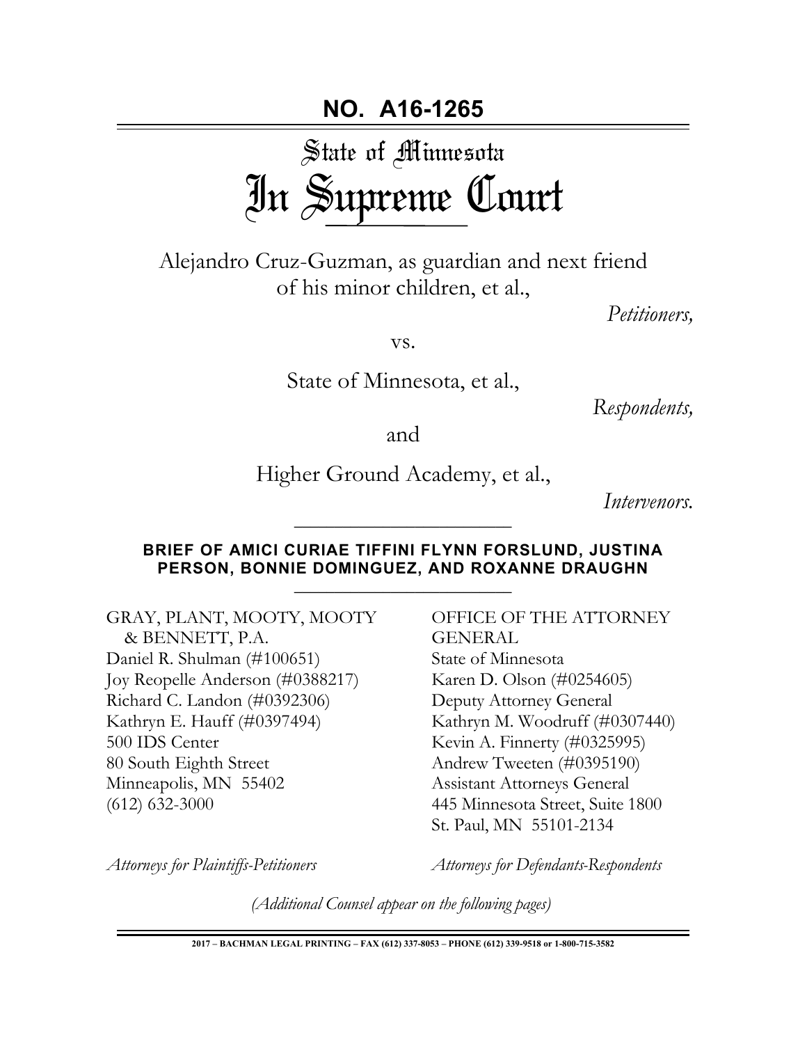# NO. A16-1265

# State of Minnesota
# In Supreme Court

Alejandro Cruz-Guzman, as guardian and next friend of his minor children, et al.,

*Petitioners,*

vs.

State of Minnesota, et al.,

*Respondents,*

and

Higher Ground Academy, et al.,

*Intervenors.*

---

**BRIEF OF AMICI CURIAE TIFFINI FLYNN FORSLUND, JUSTINA PERSON, BONNIE DOMINGUEZ, AND ROXANNE DRAUGHN**

---

GRAY, PLANT, MOOTY, MOOTY & BENNETT, P.A.
Daniel R. Shulman (#100651)
Joy Reopelle Anderson (#0388217)
Richard C. Landon (#0392306)
Kathryn E. Hauff (#0397494)
500 IDS Center
80 South Eighth Street
Minneapolis, MN 55402
(612) 632-3000

*Attorneys for Plaintiffs-Petitioners*

OFFICE OF THE ATTORNEY GENERAL
State of Minnesota
Karen D. Olson (#0254605)
Deputy Attorney General
Kathryn M. Woodruff (#0307440)
Kevin A. Finnerty (#0325995)
Andrew Tweeten (#0395190)
Assistant Attorneys General
445 Minnesota Street, Suite 1800
St. Paul, MN 55101-2134

*Attorneys for Defendants-Respondents*

*(Additional Counsel appear on the following pages)*

2017 – BACHMAN LEGAL PRINTING – FAX (612) 337-8053 – PHONE (612) 339-9518 or 1-800-715-3582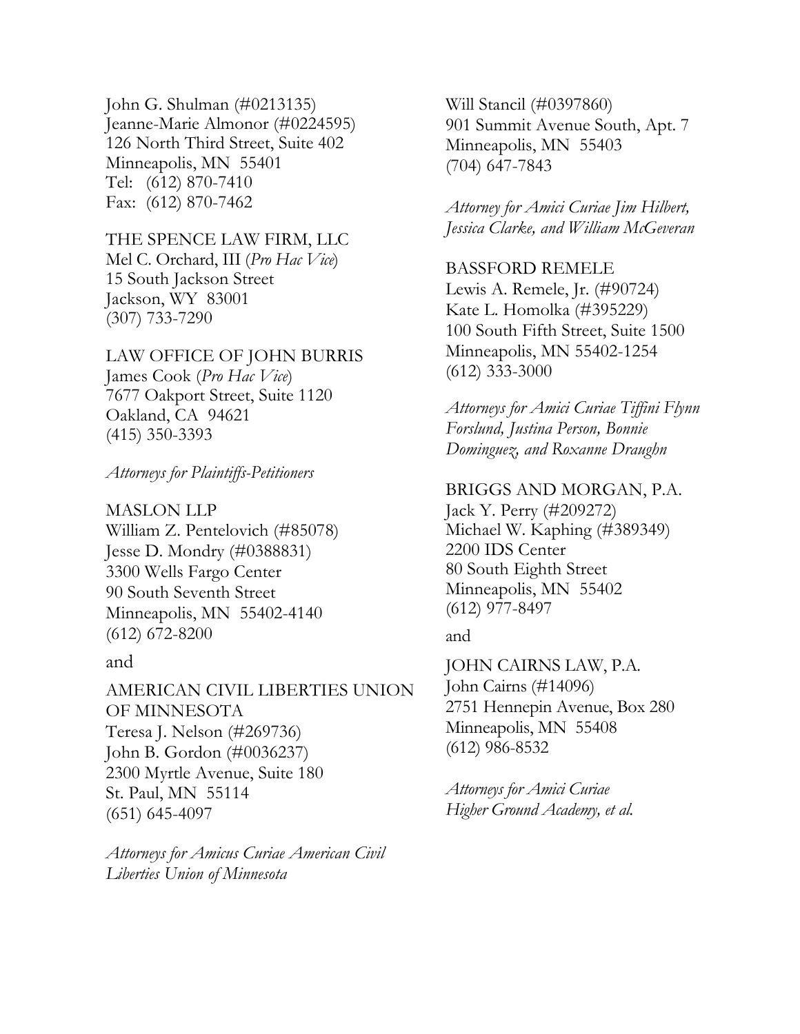John G. Shulman (#0213135)
Jeanne-Marie Almonor (#0224595)
126 North Third Street, Suite 402
Minneapolis, MN 55401
Tel: (612) 870-7410
Fax: (612) 870-7462

THE SPENCE LAW FIRM, LLC
Mel C. Orchard, III (*Pro Hac Vice*)
15 South Jackson Street
Jackson, WY 83001
(307) 733-7290

LAW OFFICE OF JOHN BURRIS
James Cook (*Pro Hac Vice*)
7677 Oakport Street, Suite 1120
Oakland, CA 94621
(415) 350-3393

*Attorneys for Plaintiffs-Petitioners*

MASLON LLP
William Z. Pentelovich (#85078)
Jesse D. Mondry (#0388831)
3300 Wells Fargo Center
90 South Seventh Street
Minneapolis, MN 55402-4140
(612) 672-8200

and

AMERICAN CIVIL LIBERTIES UNION OF MINNESOTA
Teresa J. Nelson (#269736)
John B. Gordon (#0036237)
2300 Myrtle Avenue, Suite 180
St. Paul, MN 55114
(651) 645-4097

*Attorneys for Amicus Curiae American Civil Liberties Union of Minnesota*

Will Stancil (#0397860)
901 Summit Avenue South, Apt. 7
Minneapolis, MN 55403
(704) 647-7843

*Attorney for Amici Curiae Jim Hilbert, Jessica Clarke, and William McGeveran*

BASSFORD REMELE
Lewis A. Remele, Jr. (#90724)
Kate L. Homolka (#395229)
100 South Fifth Street, Suite 1500
Minneapolis, MN 55402-1254
(612) 333-3000

*Attorneys for Amici Curiae Tiffini Flynn Forslund, Justina Person, Bonnie Dominguez, and Roxanne Draughn*

BRIGGS AND MORGAN, P.A.
Jack Y. Perry (#209272)
Michael W. Kaphing (#389349)
2200 IDS Center
80 South Eighth Street
Minneapolis, MN 55402
(612) 977-8497

and

JOHN CAIRNS LAW, P.A.
John Cairns (#14096)
2751 Hennepin Avenue, Box 280
Minneapolis, MN 55408
(612) 986-8532

*Attorneys for Amici Curiae Higher Ground Academy, et al.*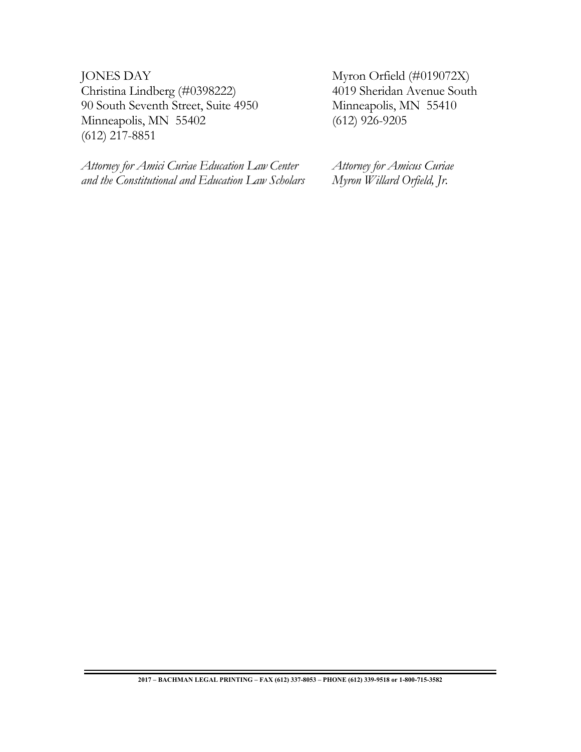JONES DAY
Christina Lindberg (#0398222)
90 South Seventh Street, Suite 4950
Minneapolis, MN 55402
(612) 217-8851

*Attorney for Amici Curiae Education Law Center and the Constitutional and Education Law Scholars*

Myron Orfield (#019072X)
4019 Sheridan Avenue South
Minneapolis, MN 55410
(612) 926-9205

*Attorney for Amicus Curiae Myron Willard Orfield, Jr.*

2017 – BACHMAN LEGAL PRINTING – FAX (612) 337-8053 – PHONE (612) 339-9518 or 1-800-715-3582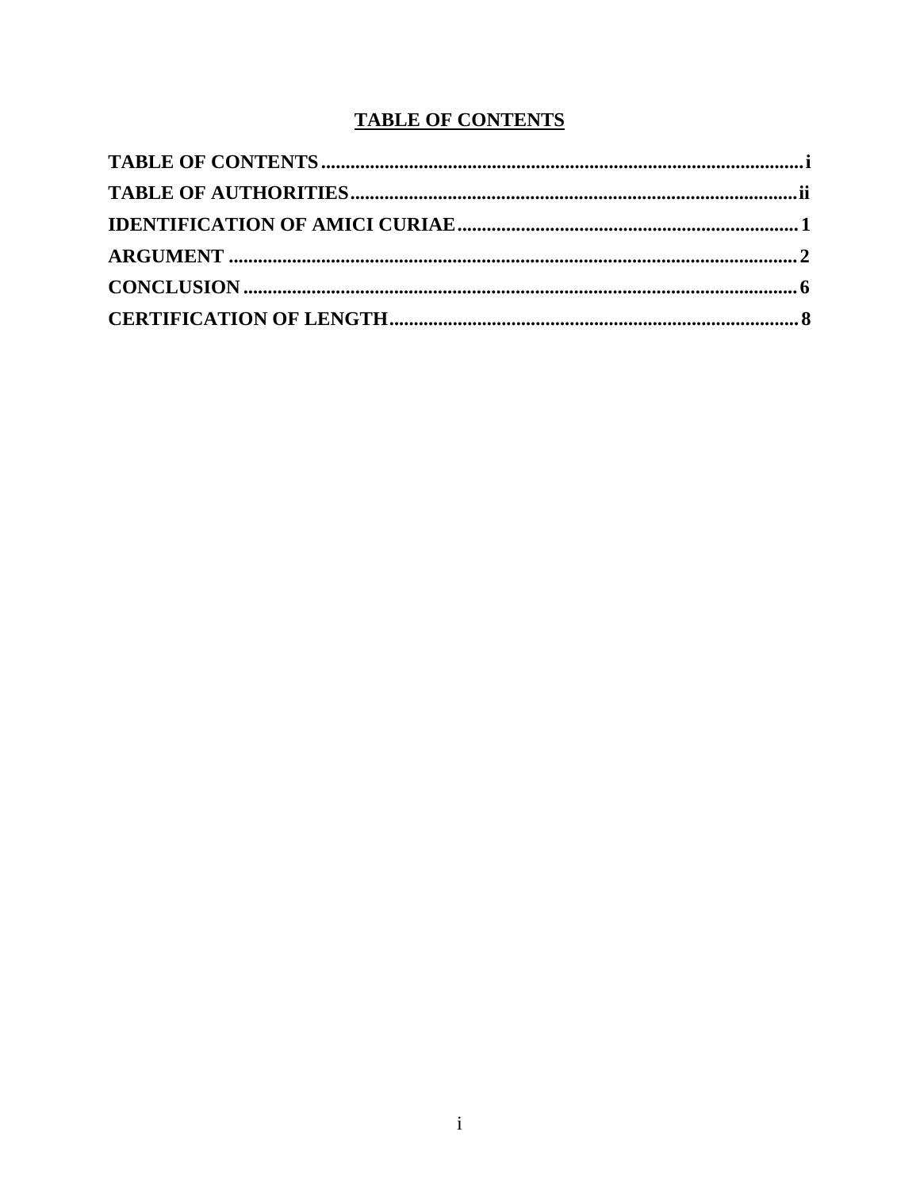## TABLE OF CONTENTS

**TABLE OF CONTENTS** .................................................................................................... **i**
**TABLE OF AUTHORITIES** ............................................................................................ **ii**
**IDENTIFICATION OF AMICI CURIAE** ...................................................................... **1**
**ARGUMENT** .................................................................................................................... **2**
**CONCLUSION** ................................................................................................................ **6**
**CERTIFICATION OF LENGTH** .................................................................................... **8**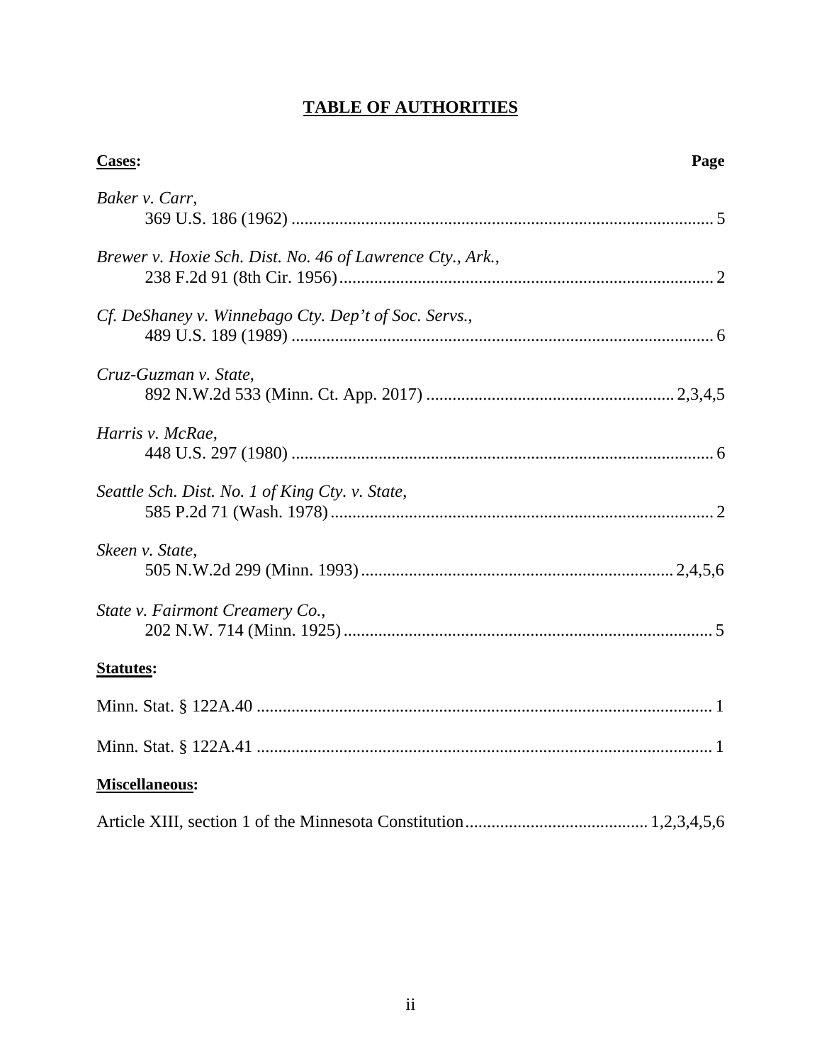# TABLE OF AUTHORITIES

**Cases:** **Page**

*Baker v. Carr*,
369 U.S. 186 (1962) ........................................................................................... 5

*Brewer v. Hoxie Sch. Dist. No. 46 of Lawrence Cty., Ark.*,
238 F.2d 91 (8th Cir. 1956) .................................................................................. 2

*Cf. DeShaney v. Winnebago Cty. Dep't of Soc. Servs.*,
489 U.S. 189 (1989) ........................................................................................... 6

*Cruz-Guzman v. State*,
892 N.W.2d 533 (Minn. Ct. App. 2017) ........................................................ 2,3,4,5

*Harris v. McRae*,
448 U.S. 297 (1980) ........................................................................................... 6

*Seattle Sch. Dist. No. 1 of King Cty. v. State*,
585 P.2d 71 (Wash. 1978) .................................................................................... 2

*Skeen v. State*,
505 N.W.2d 299 (Minn. 1993) ..................................................................... 2,4,5,6

*State v. Fairmont Creamery Co.*,
202 N.W. 714 (Minn. 1925) .................................................................................. 5

**Statutes:**

Minn. Stat. § 122A.40 ............................................................................................ 1

Minn. Stat. § 122A.41 ............................................................................................ 1

**Miscellaneous:**

Article XIII, section 1 of the Minnesota Constitution ........................................ 1,2,3,4,5,6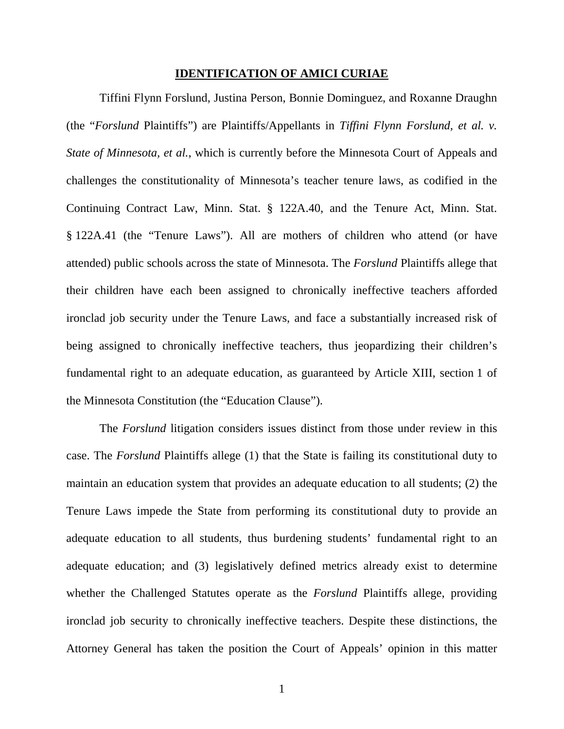## IDENTIFICATION OF AMICI CURIAE

Tiffini Flynn Forslund, Justina Person, Bonnie Dominguez, and Roxanne Draughn (the "*Forslund* Plaintiffs") are Plaintiffs/Appellants in *Tiffini Flynn Forslund, et al. v. State of Minnesota, et al.*, which is currently before the Minnesota Court of Appeals and challenges the constitutionality of Minnesota's teacher tenure laws, as codified in the Continuing Contract Law, Minn. Stat. § 122A.40, and the Tenure Act, Minn. Stat. § 122A.41 (the "Tenure Laws"). All are mothers of children who attend (or have attended) public schools across the state of Minnesota. The *Forslund* Plaintiffs allege that their children have each been assigned to chronically ineffective teachers afforded ironclad job security under the Tenure Laws, and face a substantially increased risk of being assigned to chronically ineffective teachers, thus jeopardizing their children's fundamental right to an adequate education, as guaranteed by Article XIII, section 1 of the Minnesota Constitution (the "Education Clause").

The *Forslund* litigation considers issues distinct from those under review in this case. The *Forslund* Plaintiffs allege (1) that the State is failing its constitutional duty to maintain an education system that provides an adequate education to all students; (2) the Tenure Laws impede the State from performing its constitutional duty to provide an adequate education to all students, thus burdening students' fundamental right to an adequate education; and (3) legislatively defined metrics already exist to determine whether the Challenged Statutes operate as the *Forslund* Plaintiffs allege, providing ironclad job security to chronically ineffective teachers. Despite these distinctions, the Attorney General has taken the position the Court of Appeals' opinion in this matter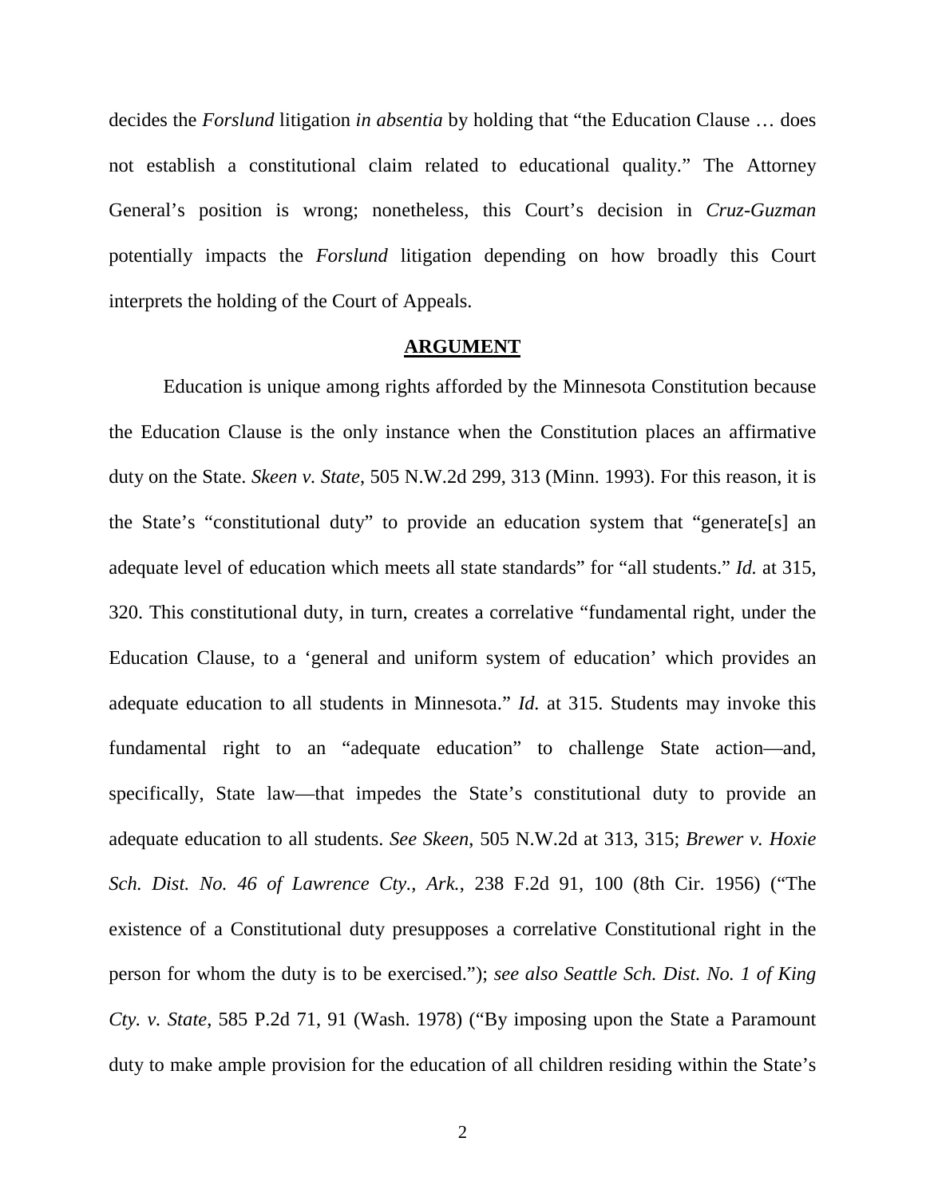decides the *Forslund* litigation *in absentia* by holding that "the Education Clause … does not establish a constitutional claim related to educational quality." The Attorney General's position is wrong; nonetheless, this Court's decision in *Cruz-Guzman* potentially impacts the *Forslund* litigation depending on how broadly this Court interprets the holding of the Court of Appeals.

## ARGUMENT

Education is unique among rights afforded by the Minnesota Constitution because the Education Clause is the only instance when the Constitution places an affirmative duty on the State. *Skeen v. State*, 505 N.W.2d 299, 313 (Minn. 1993). For this reason, it is the State's "constitutional duty" to provide an education system that "generate[s] an adequate level of education which meets all state standards" for "all students." *Id.* at 315, 320. This constitutional duty, in turn, creates a correlative "fundamental right, under the Education Clause, to a 'general and uniform system of education' which provides an adequate education to all students in Minnesota." *Id.* at 315. Students may invoke this fundamental right to an "adequate education" to challenge State action—and, specifically, State law—that impedes the State's constitutional duty to provide an adequate education to all students. *See Skeen*, 505 N.W.2d at 313, 315; *Brewer v. Hoxie Sch. Dist. No. 46 of Lawrence Cty., Ark.*, 238 F.2d 91, 100 (8th Cir. 1956) ("The existence of a Constitutional duty presupposes a correlative Constitutional right in the person for whom the duty is to be exercised."); *see also Seattle Sch. Dist. No. 1 of King Cty. v. State*, 585 P.2d 71, 91 (Wash. 1978) ("By imposing upon the State a Paramount duty to make ample provision for the education of all children residing within the State's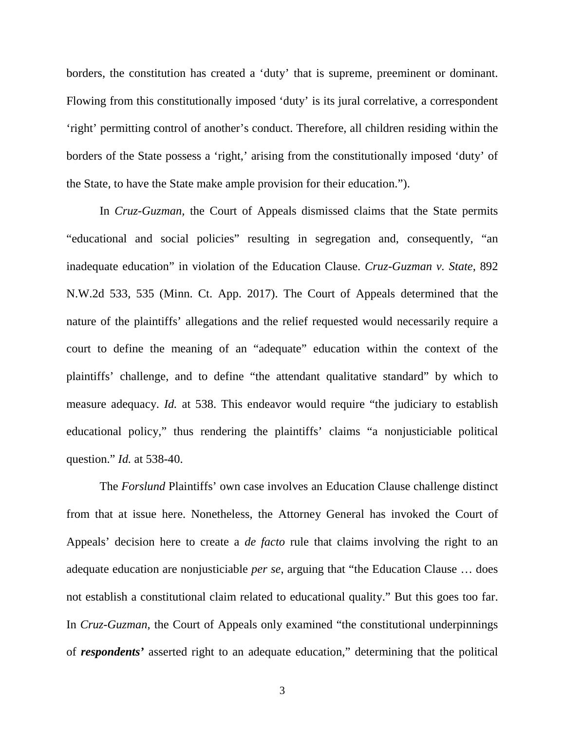borders, the constitution has created a 'duty' that is supreme, preeminent or dominant. Flowing from this constitutionally imposed 'duty' is its jural correlative, a correspondent 'right' permitting control of another's conduct. Therefore, all children residing within the borders of the State possess a 'right,' arising from the constitutionally imposed 'duty' of the State, to have the State make ample provision for their education.").

In *Cruz-Guzman,* the Court of Appeals dismissed claims that the State permits "educational and social policies" resulting in segregation and, consequently, "an inadequate education" in violation of the Education Clause. *Cruz-Guzman v. State*, 892 N.W.2d 533, 535 (Minn. Ct. App. 2017). The Court of Appeals determined that the nature of the plaintiffs' allegations and the relief requested would necessarily require a court to define the meaning of an "adequate" education within the context of the plaintiffs' challenge, and to define "the attendant qualitative standard" by which to measure adequacy. *Id.* at 538. This endeavor would require "the judiciary to establish educational policy," thus rendering the plaintiffs' claims "a nonjusticiable political question." *Id.* at 538-40.

The *Forslund* Plaintiffs' own case involves an Education Clause challenge distinct from that at issue here. Nonetheless, the Attorney General has invoked the Court of Appeals' decision here to create a *de facto* rule that claims involving the right to an adequate education are nonjusticiable *per se*, arguing that "the Education Clause … does not establish a constitutional claim related to educational quality." But this goes too far. In *Cruz-Guzman*, the Court of Appeals only examined "the constitutional underpinnings of ***respondents'*** asserted right to an adequate education," determining that the political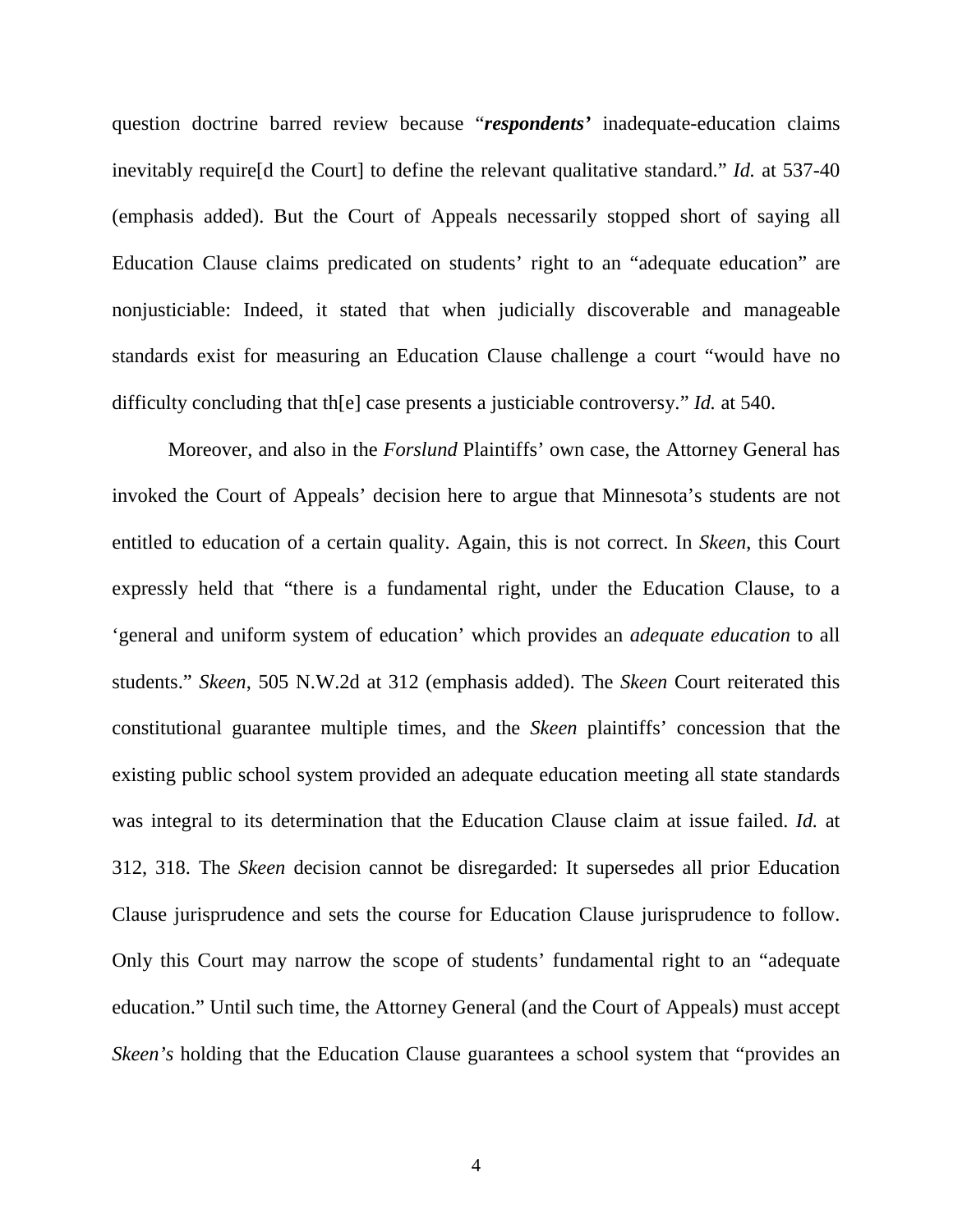question doctrine barred review because "***respondents'*** inadequate-education claims inevitably require[d the Court] to define the relevant qualitative standard." *Id.* at 537-40 (emphasis added). But the Court of Appeals necessarily stopped short of saying all Education Clause claims predicated on students' right to an "adequate education" are nonjusticiable: Indeed, it stated that when judicially discoverable and manageable standards exist for measuring an Education Clause challenge a court "would have no difficulty concluding that th[e] case presents a justiciable controversy." *Id.* at 540.

Moreover, and also in the *Forslund* Plaintiffs' own case, the Attorney General has invoked the Court of Appeals' decision here to argue that Minnesota's students are not entitled to education of a certain quality. Again, this is not correct. In *Skeen*, this Court expressly held that "there is a fundamental right, under the Education Clause, to a 'general and uniform system of education' which provides an *adequate education* to all students." *Skeen*, 505 N.W.2d at 312 (emphasis added). The *Skeen* Court reiterated this constitutional guarantee multiple times, and the *Skeen* plaintiffs' concession that the existing public school system provided an adequate education meeting all state standards was integral to its determination that the Education Clause claim at issue failed. *Id.* at 312, 318. The *Skeen* decision cannot be disregarded: It supersedes all prior Education Clause jurisprudence and sets the course for Education Clause jurisprudence to follow. Only this Court may narrow the scope of students' fundamental right to an "adequate education." Until such time, the Attorney General (and the Court of Appeals) must accept *Skeen's* holding that the Education Clause guarantees a school system that "provides an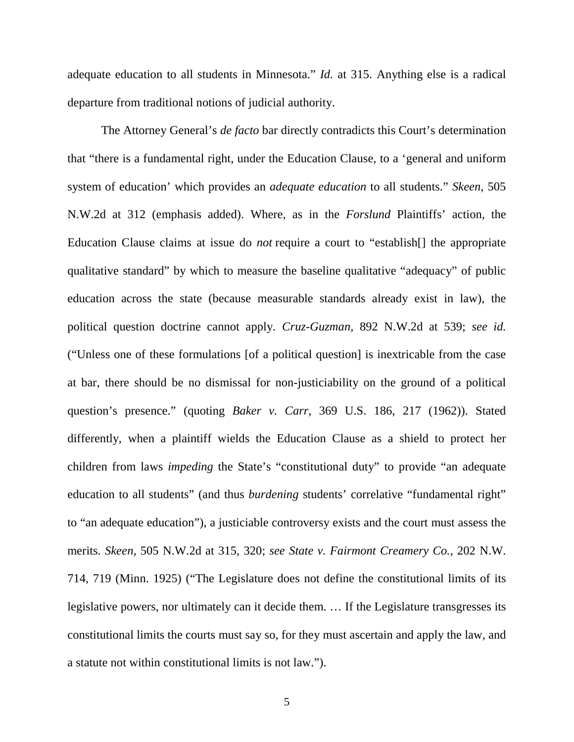adequate education to all students in Minnesota." *Id.* at 315. Anything else is a radical departure from traditional notions of judicial authority.

The Attorney General's *de facto* bar directly contradicts this Court's determination that "there is a fundamental right, under the Education Clause, to a 'general and uniform system of education' which provides an *adequate education* to all students." *Skeen*, 505 N.W.2d at 312 (emphasis added). Where, as in the *Forslund* Plaintiffs' action, the Education Clause claims at issue do *not* require a court to "establish[] the appropriate qualitative standard" by which to measure the baseline qualitative "adequacy" of public education across the state (because measurable standards already exist in law), the political question doctrine cannot apply. *Cruz-Guzman*, 892 N.W.2d at 539; *see id.* ("Unless one of these formulations [of a political question] is inextricable from the case at bar, there should be no dismissal for non-justiciability on the ground of a political question's presence." (quoting *Baker v. Carr*, 369 U.S. 186, 217 (1962)). Stated differently, when a plaintiff wields the Education Clause as a shield to protect her children from laws *impeding* the State's "constitutional duty" to provide "an adequate education to all students" (and thus *burdening* students' correlative "fundamental right" to "an adequate education"), a justiciable controversy exists and the court must assess the merits. *Skeen*, 505 N.W.2d at 315, 320; *see State v. Fairmont Creamery Co.*, 202 N.W. 714, 719 (Minn. 1925) ("The Legislature does not define the constitutional limits of its legislative powers, nor ultimately can it decide them. … If the Legislature transgresses its constitutional limits the courts must say so, for they must ascertain and apply the law, and a statute not within constitutional limits is not law.").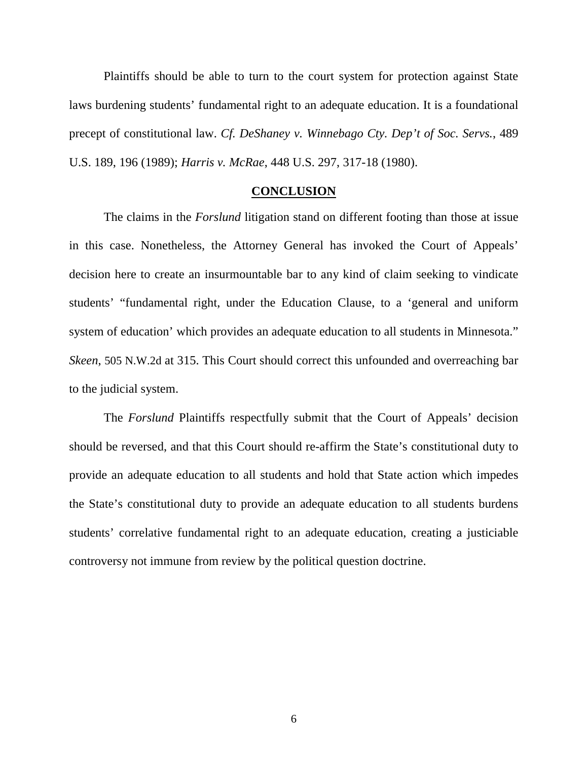Plaintiffs should be able to turn to the court system for protection against State laws burdening students' fundamental right to an adequate education. It is a foundational precept of constitutional law. *Cf. DeShaney v. Winnebago Cty. Dep't of Soc. Servs.*, 489 U.S. 189, 196 (1989); *Harris v. McRae*, 448 U.S. 297, 317-18 (1980).

## **CONCLUSION**

The claims in the *Forslund* litigation stand on different footing than those at issue in this case. Nonetheless, the Attorney General has invoked the Court of Appeals' decision here to create an insurmountable bar to any kind of claim seeking to vindicate students' "fundamental right, under the Education Clause, to a 'general and uniform system of education' which provides an adequate education to all students in Minnesota." *Skeen*, 505 N.W.2d at 315. This Court should correct this unfounded and overreaching bar to the judicial system.

The *Forslund* Plaintiffs respectfully submit that the Court of Appeals' decision should be reversed, and that this Court should re-affirm the State's constitutional duty to provide an adequate education to all students and hold that State action which impedes the State's constitutional duty to provide an adequate education to all students burdens students' correlative fundamental right to an adequate education, creating a justiciable controversy not immune from review by the political question doctrine.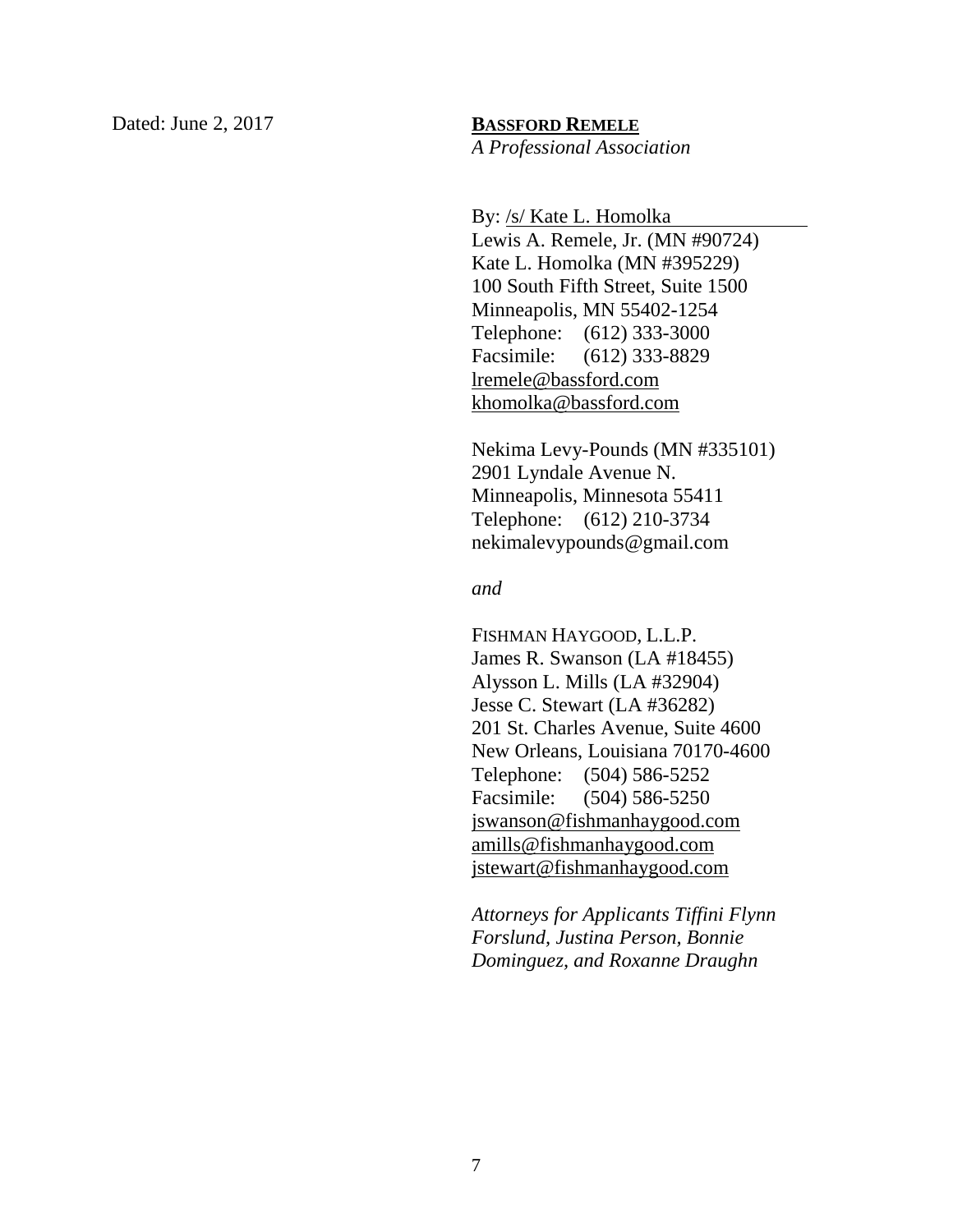Dated: June 2, 2017

**BASSFORD REMELE**
*A Professional Association*

By: /s/ Kate L. Homolka
Lewis A. Remele, Jr. (MN #90724)
Kate L. Homolka (MN #395229)
100 South Fifth Street, Suite 1500
Minneapolis, MN 55402-1254
Telephone: (612) 333-3000
Facsimile: (612) 333-8829
lremele@bassford.com
khomolka@bassford.com

Nekima Levy-Pounds (MN #335101)
2901 Lyndale Avenue N.
Minneapolis, Minnesota 55411
Telephone: (612) 210-3734
nekimalevypounds@gmail.com

*and*

FISHMAN HAYGOOD, L.L.P.
James R. Swanson (LA #18455)
Alysson L. Mills (LA #32904)
Jesse C. Stewart (LA #36282)
201 St. Charles Avenue, Suite 4600
New Orleans, Louisiana 70170-4600
Telephone: (504) 586-5252
Facsimile: (504) 586-5250
jswanson@fishmanhaygood.com
amills@fishmanhaygood.com
jstewart@fishmanhaygood.com

*Attorneys for Applicants Tiffini Flynn Forslund, Justina Person, Bonnie Dominguez, and Roxanne Draughn*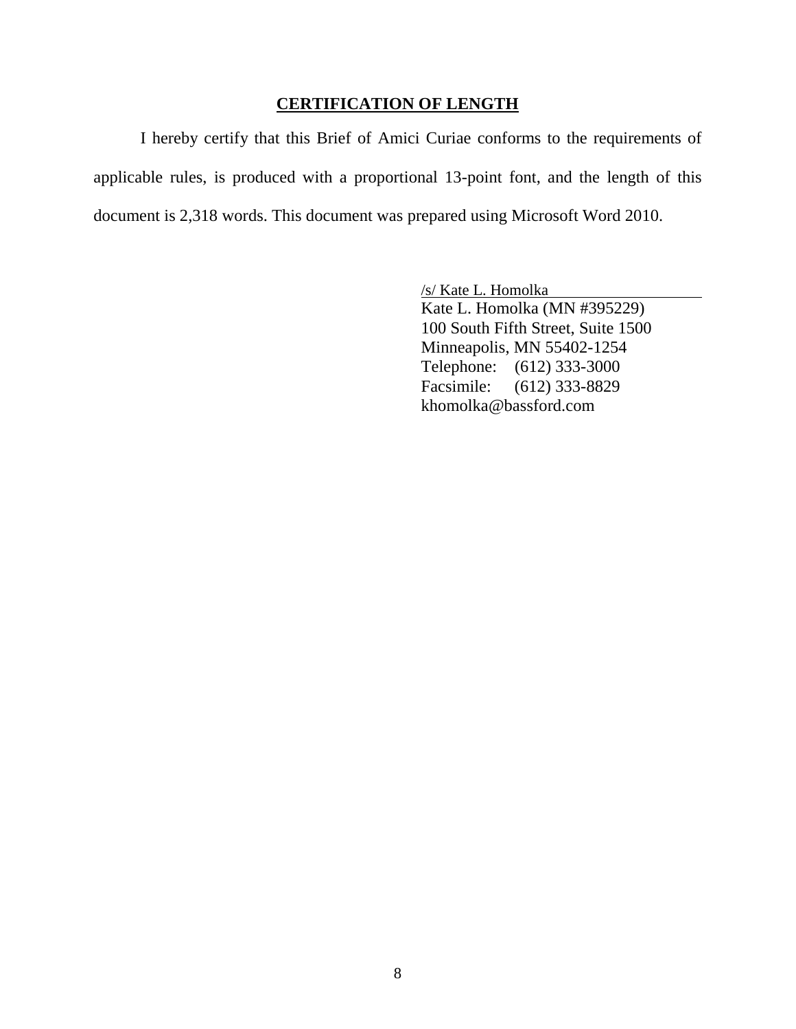## CERTIFICATION OF LENGTH

I hereby certify that this Brief of Amici Curiae conforms to the requirements of applicable rules, is produced with a proportional 13-point font, and the length of this document is 2,318 words. This document was prepared using Microsoft Word 2010.

/s/ Kate L. Homolka
Kate L. Homolka (MN #395229)
100 South Fifth Street, Suite 1500
Minneapolis, MN 55402-1254
Telephone: (612) 333-3000
Facsimile: (612) 333-8829
khomolka@bassford.com